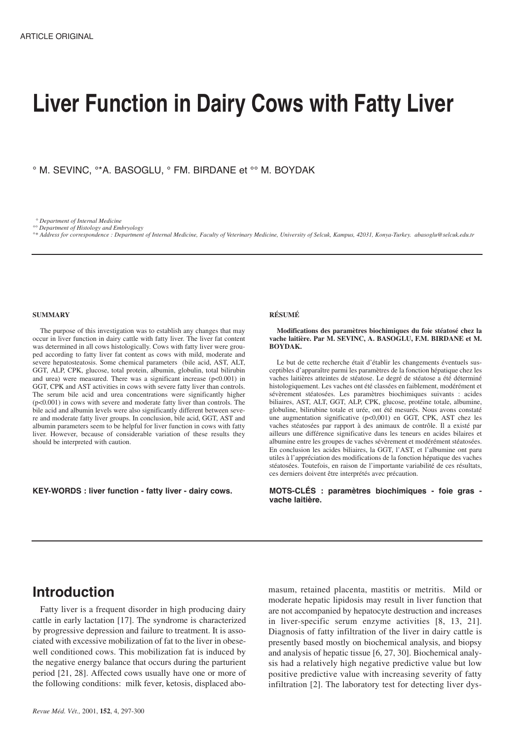ARTICLE ORIGINAL

# Liver Function in Dairy Cows with Fatty Liver

° M. SEVINC, °*A. BASOGLU, ° FM. BIRDANE et °° M. BOYDAK

*° Department of Internal Medicine*
*°° Department of Histology and Embryology*
*°* Address for correspondence : Department of Internal Medicine, Faculty of Veterinary Medicine, University of Selcuk, Kampus, 42031, Konya-Turkey. abasoglu@selcuk.edu.tr*

**SUMMARY**

The purpose of this investigation was to establish any changes that may occur in liver function in dairy cattle with fatty liver. The liver fat content was determined in all cows histologically. Cows with fatty liver were grouped according to fatty liver fat content as cows with mild, moderate and severe hepatosteatosis. Some chemical parameters (bile acid, AST, ALT, GGT, ALP, CPK, glucose, total protein, albumin, globulin, total bilirubin and urea) were measured. There was a significant increase ($p<0.001$) in GGT, CPK and AST activities in cows with severe fatty liver than controls. The serum bile acid and urea concentrations were significantly higher ($p<0.001$) in cows with severe and moderate fatty liver than controls. The bile acid and albumin levels were also significantly different between severe and moderate fatty liver groups. In conclusion, bile acid, GGT, AST and albumin parameters seem to be helpful for liver function in cows with fatty liver. However, because of considerable variation of these results they should be interpreted with caution.

**KEY-WORDS : liver function - fatty liver - dairy cows.**

**RÉSUMÉ**

**Modifications des paramètres biochimiques du foie stéatosé chez la vache laitière. Par M. SEVINC, A. BASOGLU, F.M. BIRDANE et M. BOYDAK.**

Le but de cette recherche était d'établir les changements éventuels susceptibles d'apparaître parmi les paramètres de la fonction hépatique chez les vaches laitières atteintes de stéatose. Le degré de stéatose a été déterminé histologiquement. Les vaches ont été classées en faiblement, modérément et sévèrement stéatosées. Les paramètres biochimiques suivants : acides biliaires, AST, ALT, GGT, ALP, CPK, glucose, protéine totale, albumine, globuline, bilirubine totale et urée, ont été mesurés. Nous avons constaté une augmentation significative ($p<0,001$) en GGT, CPK, AST chez les vaches stéatosées par rapport à des animaux de contrôle. Il a existé par ailleurs une différence significative dans les teneurs en acides bilaires et albumine entre les groupes de vaches sévèrement et modérément stéatosées. En conclusion les acides biliaires, la GGT, l'AST, et l'albumine ont paru utiles à l'appréciation des modifications de la fonction hépatique des vaches stéatosées. Toutefois, en raison de l'importante variabilité de ces résultats, ces derniers doivent être interprétés avec précaution.

**MOTS-CLÉS : paramètres biochimiques - foie gras - vache laitière.**

## Introduction

Fatty liver is a frequent disorder in high producing dairy cattle in early lactation [17]. The syndrome is characterized by progressive depression and failure to treatment. It is associated with excessive mobilization of fat to the liver in obese-well conditioned cows. This mobilization fat is induced by the negative energy balance that occurs during the parturient period [21, 28]. Affected cows usually have one or more of the following conditions: milk fever, ketosis, displaced abomasum, retained placenta, mastitis or metritis. Mild or moderate hepatic lipidosis may result in liver function that are not accompanied by hepatocyte destruction and increases in liver-specific serum enzyme activities [8, 13, 21]. Diagnosis of fatty infiltration of the liver in dairy cattle is presently based mostly on biochemical analysis, and biopsy and analysis of hepatic tissue [6, 27, 30]. Biochemical analysis had a relatively high negative predictive value but low positive predictive value with increasing severity of fatty infiltration [2]. The laboratory test for detecting liver dys-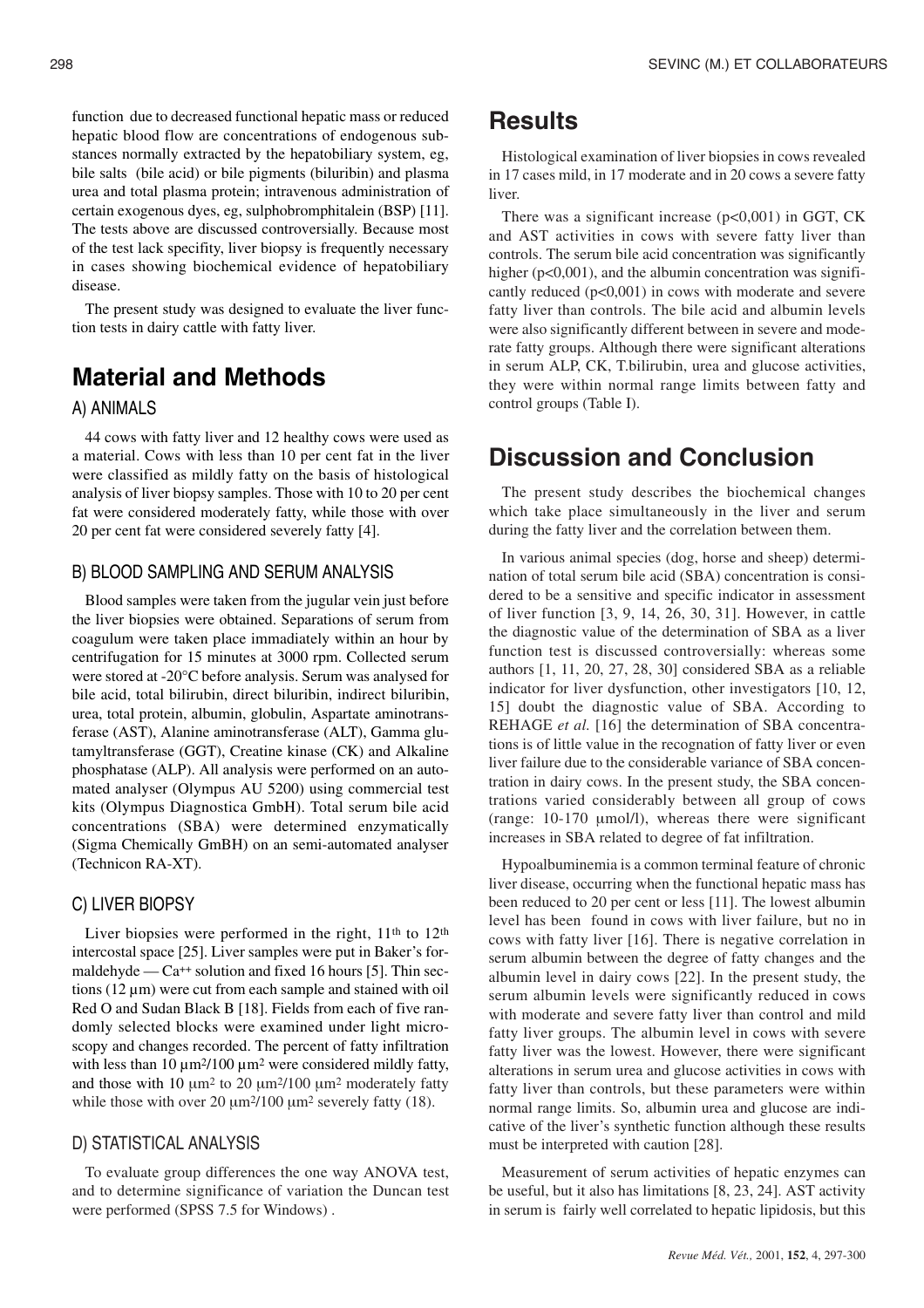function due to decreased functional hepatic mass or reduced hepatic blood flow are concentrations of endogenous substances normally extracted by the hepatobiliary system, eg, bile salts (bile acid) or bile pigments (biluribin) and plasma urea and total plasma protein; intravenous administration of certain exogenous dyes, eg, sulphobromphitalein (BSP) [11]. The tests above are discussed controversially. Because most of the test lack specifity, liver biopsy is frequently necessary in cases showing biochemical evidence of hepatobiliary disease.

The present study was designed to evaluate the liver function tests in dairy cattle with fatty liver.

# Material and Methods

## A) ANIMALS

44 cows with fatty liver and 12 healthy cows were used as a material. Cows with less than 10 per cent fat in the liver were classified as mildly fatty on the basis of histological analysis of liver biopsy samples. Those with 10 to 20 per cent fat were considered moderately fatty, while those with over 20 per cent fat were considered severely fatty [4].

## B) BLOOD SAMPLING AND SERUM ANALYSIS

Blood samples were taken from the jugular vein just before the liver biopsies were obtained. Separations of serum from coagulum were taken place immadiately within an hour by centrifugation for 15 minutes at 3000 rpm. Collected serum were stored at -20°C before analysis. Serum was analysed for bile acid, total bilirubin, direct biluribin, indirect biluribin, urea, total protein, albumin, globulin, Aspartate aminotransferase (AST), Alanine aminotransferase (ALT), Gamma glutamyltransferase (GGT), Creatine kinase (CK) and Alkaline phosphatase (ALP). All analysis were performed on an automated analyser (Olympus AU 5200) using commercial test kits (Olympus Diagnostica GmbH). Total serum bile acid concentrations (SBA) were determined enzymatically (Sigma Chemically GmBH) on an semi-automated analyser (Technicon RA-XT).

## C) LIVER BIOPSY

Liver biopsies were performed in the right, 11th to 12th intercostal space [25]. Liver samples were put in Baker's formaldehyde — $Ca^{++}$ solution and fixed 16 hours [5]. Thin sections (12 µm) were cut from each sample and stained with oil Red O and Sudan Black B [18]. Fields from each of five randomly selected blocks were examined under light microscopy and changes recorded. The percent of fatty infiltration with less than 10 $\mu m^2/100\ \mu m^2$ were considered mildly fatty, and those with 10 $\mu m^2$ to 20 $\mu m^2/100\ \mu m^2$ moderately fatty while those with over 20 $\mu m^2/100\ \mu m^2$ severely fatty (18).

## D) STATISTICAL ANALYSIS

To evaluate group differences the one way ANOVA test, and to determine significance of variation the Duncan test were performed (SPSS 7.5 for Windows) .

# Results

Histological examination of liver biopsies in cows revealed in 17 cases mild, in 17 moderate and in 20 cows a severe fatty liver.

There was a significant increase ($p<0,001$) in GGT, CK and AST activities in cows with severe fatty liver than controls. The serum bile acid concentration was significantly higher ($p<0,001$), and the albumin concentration was significantly reduced ($p<0,001$) in cows with moderate and severe fatty liver than controls. The bile acid and albumin levels were also significantly different between in severe and moderate fatty groups. Although there were significant alterations in serum ALP, CK, T.bilirubin, urea and glucose activities, they were within normal range limits between fatty and control groups (Table I).

# Discussion and Conclusion

The present study describes the biochemical changes which take place simultaneously in the liver and serum during the fatty liver and the correlation between them.

In various animal species (dog, horse and sheep) determination of total serum bile acid (SBA) concentration is considered to be a sensitive and specific indicator in assessment of liver function [3, 9, 14, 26, 30, 31]. However, in cattle the diagnostic value of the determination of SBA as a liver function test is discussed controversially: whereas some authors [1, 11, 20, 27, 28, 30] considered SBA as a reliable indicator for liver dysfunction, other investigators [10, 12, 15] doubt the diagnostic value of SBA. According to REHAGE *et al.* [16] the determination of SBA concentrations is of little value in the recognation of fatty liver or even liver failure due to the considerable variance of SBA concentration in dairy cows. In the present study, the SBA concentrations varied considerably between all group of cows (range: 10-170 µmol/l), whereas there were significant increases in SBA related to degree of fat infiltration.

Hypoalbuminemia is a common terminal feature of chronic liver disease, occurring when the functional hepatic mass has been reduced to 20 per cent or less [11]. The lowest albumin level has been found in cows with liver failure, but no in cows with fatty liver [16]. There is negative correlation in serum albumin between the degree of fatty changes and the albumin level in dairy cows [22]. In the present study, the serum albumin levels were significantly reduced in cows with moderate and severe fatty liver than control and mild fatty liver groups. The albumin level in cows with severe fatty liver was the lowest. However, there were significant alterations in serum urea and glucose activities in cows with fatty liver than controls, but these parameters were within normal range limits. So, albumin urea and glucose are indicative of the liver's synthetic function although these results must be interpreted with caution [28].

Measurement of serum activities of hepatic enzymes can be useful, but it also has limitations [8, 23, 24]. AST activity in serum is fairly well correlated to hepatic lipidosis, but this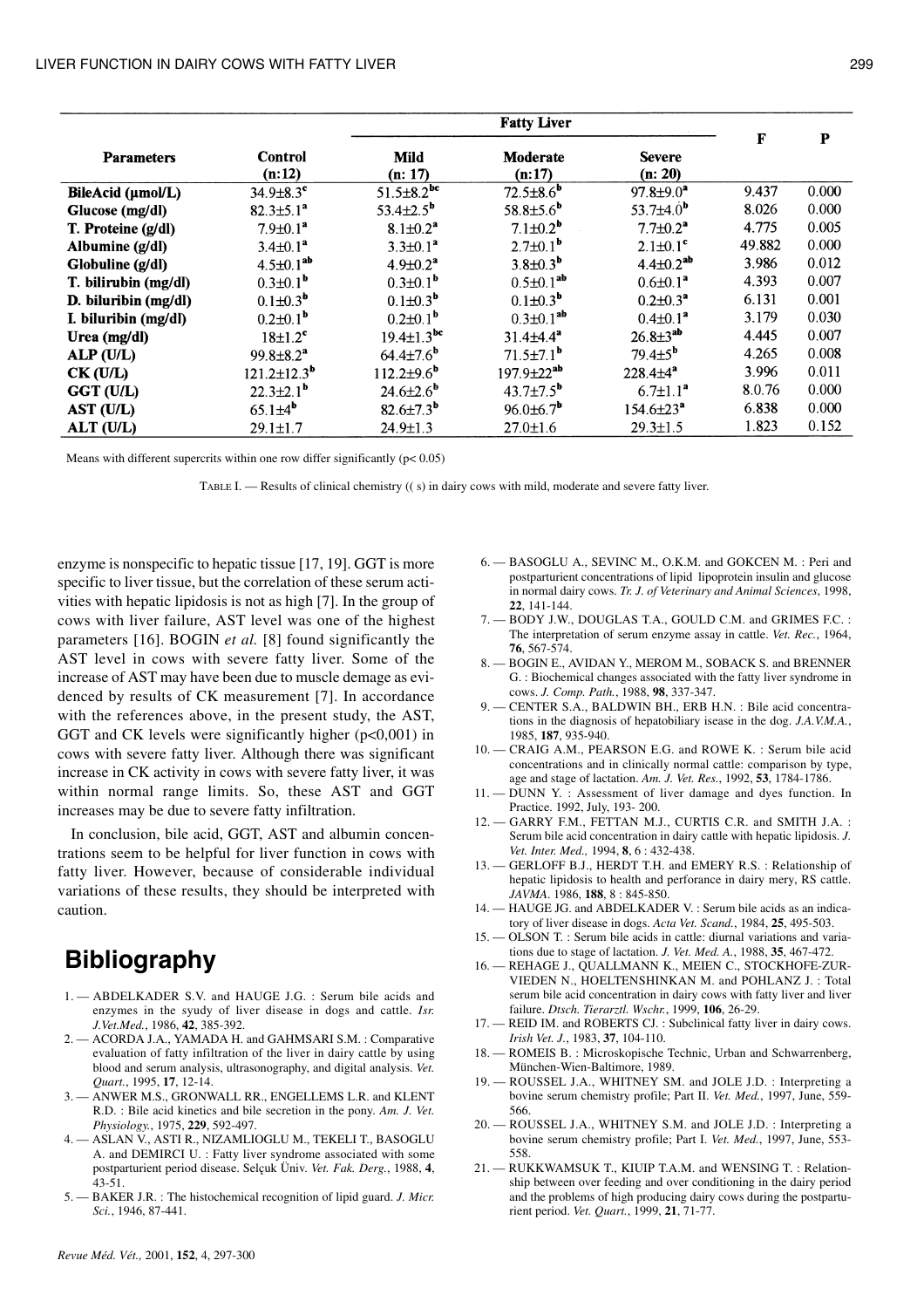| Parameters | Control (n:12) | Fatty Liver Mild (n: 17) | Moderate (n:17) | Severe (n: 20) | F | P |
|---|---|---|---|---|---|---|
| BileAcid (µmol/L) | 34.9±8.3[c] | 51.5±8.2[bc] | 72.5±8.6[b] | 97.8±9.0[a] | 9.437 | 0.000 |
| Glucose (mg/dl) | 82.3±5.1[a] | 53.4±2.5[b] | 58.8±5.6[b] | 53.7±4.0[b] | 8.026 | 0.000 |
| T. Proteine (g/dl) | 7.9±0.1[a] | 8.1±0.2[a] | 7.1±0.2[b] | 7.7±0.2[a] | 4.775 | 0.005 |
| Albumine (g/dl) | 3.4±0.1[a] | 3.3±0.1[a] | 2.7±0.1[b] | 2.1±0.1[c] | 49.882 | 0.000 |
| Globuline (g/dl) | 4.5±0.1[ab] | 4.9±0.2[a] | 3.8±0.3[b] | 4.4±0.2[ab] | 3.986 | 0.012 |
| T. bilirubin (mg/dl) | 0.3±0.1[b] | 0.3±0.1[b] | 0.5±0.1[ab] | 0.6±0.1[a] | 4.393 | 0.007 |
| D. biluribin (mg/dl) | 0.1±0.3[b] | 0.1±0.3[b] | 0.1±0.3[b] | 0.2±0.3[a] | 6.131 | 0.001 |
| I. biluribin (mg/dl) | 0.2±0.1[b] | 0.2±0.1[b] | 0.3±0.1[ab] | 0.4±0.1[a] | 3.179 | 0.030 |
| Urea (mg/dl) | 18±1.2[c] | 19.4±1.3[bc] | 31.4±4.4[a] | 26.8±3[ab] | 4.445 | 0.007 |
| ALP (U/L) | 99.8±8.2[a] | 64.4±7.6[b] | 71.5±7.1[b] | 79.4±5[b] | 4.265 | 0.008 |
| CK (U/L) | 121.2±12.3[b] | 112.2±9.6[b] | 197.9±22[ab] | 228.4±4[a] | 3.996 | 0.011 |
| GGT (U/L) | 22.3±2.1[b] | 24.6±2.6[b] | 43.7±7.5[b] | 6.7±1.1[a] | 8.0.76 | 0.000 |
| AST (U/L) | 65.1±4[b] | 82.6±7.3[b] | 96.0±6.7[b] | 154.6±23[a] | 6.838 | 0.000 |
| ALT (U/L) | 29.1±1.7 | 24.9±1.3 | 27.0±1.6 | 29.3±1.5 | 1.823 | 0.152 |

Means with different supercrits within one row differ significantly (p< 0.05)

TABLE I. — Results of clinical chemistry (( s) in dairy cows with mild, moderate and severe fatty liver.

enzyme is nonspecific to hepatic tissue [17, 19]. GGT is more specific to liver tissue, but the correlation of these serum activities with hepatic lipidosis is not as high [7]. In the group of cows with liver failure, AST level was one of the highest parameters [16]. BOGIN *et al.* [8] found significantly the AST level in cows with severe fatty liver. Some of the increase of AST may have been due to muscle demage as evidenced by results of CK measurement [7]. In accordance with the references above, in the present study, the AST, GGT and CK levels were significantly higher (p<0,001) in cows with severe fatty liver. Although there was significant increase in CK activity in cows with severe fatty liver, it was within normal range limits. So, these AST and GGT increases may be due to severe fatty infiltration.

In conclusion, bile acid, GGT, AST and albumin concentrations seem to be helpful for liver function in cows with fatty liver. However, because of considerable individual variations of these results, they should be interpreted with caution.

## Bibliography

1. — ABDELKADER S.V. and HAUGE J.G. : Serum bile acids and enzymes in the syudy of liver disease in dogs and cattle. *Isr. J.Vet.Med.*, 1986, **42**, 385-392.
2. — ACORDA J.A., YAMADA H. and GAHMSARI S.M. : Comparative evaluation of fatty infiltration of the liver in dairy cattle by using blood and serum analysis, ultrasonography, and digital analysis. *Vet. Quart.*, 1995, **17**, 12-14.
3. — ANWER M.S., GRONWALL RR., ENGELLEMS L.R. and KLENT R.D. : Bile acid kinetics and bile secretion in the pony. *Am. J. Vet. Physiology.*, 1975, **229**, 592-497.
4. — ASLAN V., ASTI R., NIZAMLIOGLU M., TEKELI T., BASOGLU A. and DEMIRCI U. : Fatty liver syndrome associated with some postparturient period disease. Selçuk Üniv. *Vet. Fak. Derg.*, 1988, **4**, 43-51.
5. — BAKER J.R. : The histochemical recognition of lipid guard. *J. Micr. Sci.*, 1946, 87-441.
6. — BASOGLU A., SEVINC M., O.K.M. and GOKCEN M. : Peri and postparturient concentrations of lipid lipoprotein insulin and glucose in normal dairy cows. *Tr. J. of Veterinary and Animal Sciences*, 1998, **22**, 141-144.
7. — BODY J.W., DOUGLAS T.A., GOULD C.M. and GRIMES F.C. : The interpretation of serum enzyme assay in cattle. *Vet. Rec.*, 1964, **76**, 567-574.
8. — BOGIN E., AVIDAN Y., MEROM M., SOBACK S. and BRENNER G. : Biochemical changes associated with the fatty liver syndrome in cows. *J. Comp. Path.*, 1988, **98**, 337-347.
9. — CENTER S.A., BALDWIN BH., ERB H.N. : Bile acid concentrations in the diagnosis of hepatobiliary isease in the dog. *J.A.V.M.A.*, 1985, **187**, 935-940.
10. — CRAIG A.M., PEARSON E.G. and ROWE K. : Serum bile acid concentrations and in clinically normal cattle: comparison by type, age and stage of lactation. *Am. J. Vet. Res.*, 1992, **53**, 1784-1786.
11. — DUNN Y. : Assessment of liver damage and dyes function. In Practice. 1992, July, 193- 200.
12. — GARRY F.M., FETTAN M.J., CURTIS C.R. and SMITH J.A. : Serum bile acid concentration in dairy cattle with hepatic lipidosis. *J. Vet. Inter. Med.*, 1994, **8**, 6 : 432-438.
13. — GERLOFF B.J., HERDT T.H. and EMERY R.S. : Relationship of hepatic lipidosis to health and perforance in dairy mery, RS cattle. *JAVMA*. 1986, **188**, 8 : 845-850.
14. — HAUGE JG. and ABDELKADER V. : Serum bile acids as an indicatory of liver disease in dogs. *Acta Vet. Scand.*, 1984, **25**, 495-503.
15. — OLSON T. : Serum bile acids in cattle: diurnal variations and variations due to stage of lactation. *J. Vet. Med. A.*, 1988, **35**, 467-472.
16. — REHAGE J., QUALLMANN K., MEIEN C., STOCKHOFE-ZURVIEDEN N., HOELTENSHINKAN M. and POHLANZ J. : Total serum bile acid concentration in dairy cows with fatty liver and liver failure. *Dtsch. Tierarztl. Wschr.*, 1999, **106**, 26-29.
17. — REID IM. and ROBERTS CJ. : Subclinical fatty liver in dairy cows. *Irish Vet. J.*, 1983, **37**, 104-110.
18. — ROMEIS B. : Microskopische Technic, Urban and Schwarrenberg, München-Wien-Baltimore, 1989.
19. — ROUSSEL J.A., WHITNEY SM. and JOLE J.D. : Interpreting a bovine serum chemistry profile; Part II. *Vet. Med.*, 1997, June, 559-566.
20. — ROUSSEL J.A., WHITNEY S.M. and JOLE J.D. : Interpreting a bovine serum chemistry profile; Part I. *Vet. Med.*, 1997, June, 553-558.
21. — RUKKWAMSUK T., KIUIP T.A.M. and WENSING T. : Relationship between over feeding and over conditioning in the dairy period and the problems of high producing dairy cows during the postparturient period. *Vet. Quart.*, 1999, **21**, 71-77.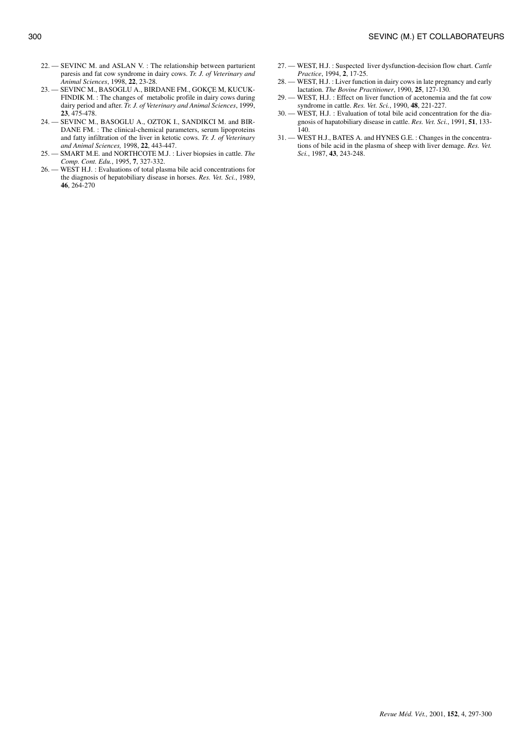22. — SEVINC M. and ASLAN V. : The relationship between parturient paresis and fat cow syndrome in dairy cows. *Tr. J. of Veterinary and Animal Sciences*, 1998, **22**, 23-28.
23. — SEVINC M., BASOGLU A., BIRDANE FM., GOKÇE M, KUCUKFINDIK M. : The changes of metabolic profile in dairy cows during dairy period and after. *Tr. J. of Veterinary and Animal Sciences*, 1999, **23**, 475-478.
24. — SEVINC M., BASOGLU A., OZTOK I., SANDIKCI M. and BIRDANE FM. : The clinical-chemical parameters, serum lipoproteins and fatty infiltration of the liver in ketotic cows. *Tr. J. of Veterinary and Animal Sciences,* 1998, **22**, 443-447.
25. — SMART M.E. and NORTHCOTE M.J. : Liver biopsies in cattle. *The Comp. Cont. Edu.*, 1995, **7**, 327-332.
26. — WEST H.J. : Evaluations of total plasma bile acid concentrations for the diagnosis of hepatobiliary disease in horses. *Res. Vet. Sci.*, 1989, **46**, 264-270
27. — WEST, H.J. : Suspected liver dysfunction-decision flow chart. *Cattle Practice*, 1994, **2**, 17-25.
28. — WEST, H.J. : Liver function in dairy cows in late pregnancy and early lactation. *The Bovine Practitioner*, 1990, **25**, 127-130.
29. — WEST, H.J. : Effect on liver function of acetonemia and the fat cow syndrome in cattle. *Res. Vet. Sci.*, 1990, **48**, 221-227.
30. — WEST, H.J. : Evaluation of total bile acid concentration for the diagnosis of hapatobiliary disease in cattle. *Res. Vet. Sci.*, 1991, **51**, 133-140.
31. — WEST H.J., BATES A. and HYNES G.E. : Changes in the concentrations of bile acid in the plasma of sheep with liver demage. *Res. Vet. Sci.*, 1987, **43**, 243-248.